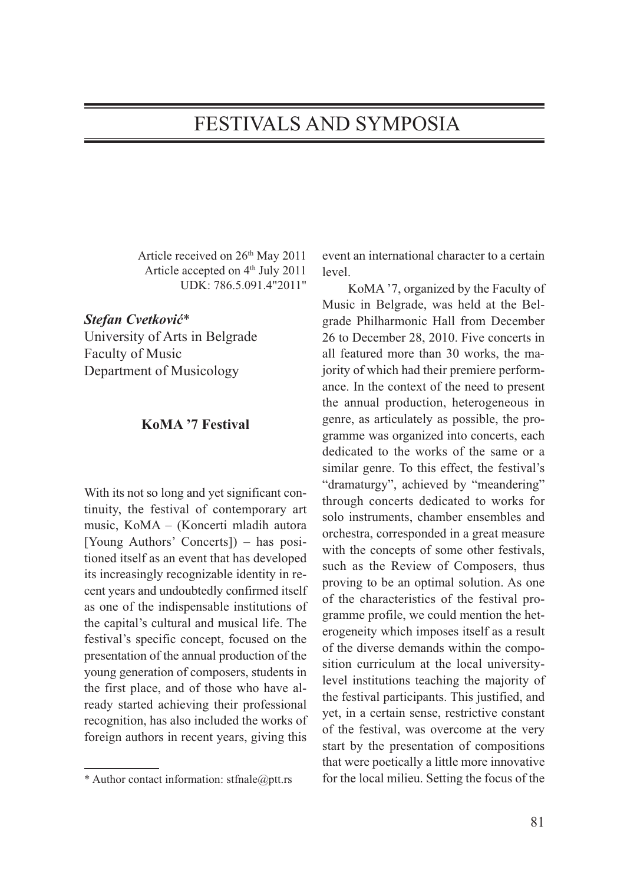# FESTIVALS AND SYMPOSIA

Article received on 26th May 2011
Article accepted on 4th July 2011
UDK: 786.5.091.4"2011"

***Stefan Cvetković****
University of Arts in Belgrade
Faculty of Music
Department of Musicology

## KoMA '7 Festival

With its not so long and yet significant continuity, the festival of contemporary art music, KoMA – (Koncerti mladih autora [Young Authors' Concerts]) – has positioned itself as an event that has developed its increasingly recognizable identity in recent years and undoubtedly confirmed itself as one of the indispensable institutions of the capital's cultural and musical life. The festival's specific concept, focused on the presentation of the annual production of the young generation of composers, students in the first place, and of those who have already started achieving their professional recognition, has also included the works of foreign authors in recent years, giving this event an international character to a certain level.

KoMA '7, organized by the Faculty of Music in Belgrade, was held at the Belgrade Philharmonic Hall from December 26 to December 28, 2010. Five concerts in all featured more than 30 works, the majority of which had their premiere performance. In the context of the need to present the annual production, heterogeneous in genre, as articulately as possible, the programme was organized into concerts, each dedicated to the works of the same or a similar genre. To this effect, the festival's "dramaturgy", achieved by "meandering" through concerts dedicated to works for solo instruments, chamber ensembles and orchestra, corresponded in a great measure with the concepts of some other festivals, such as the Review of Composers, thus proving to be an optimal solution. As one of the characteristics of the festival programme profile, we could mention the heterogeneity which imposes itself as a result of the diverse demands within the composition curriculum at the local university-level institutions teaching the majority of the festival participants. This justified, and yet, in a certain sense, restrictive constant of the festival, was overcome at the very start by the presentation of compositions that were poetically a little more innovative for the local milieu. Setting the focus of the

\* Author contact information: stfnale@ptt.rs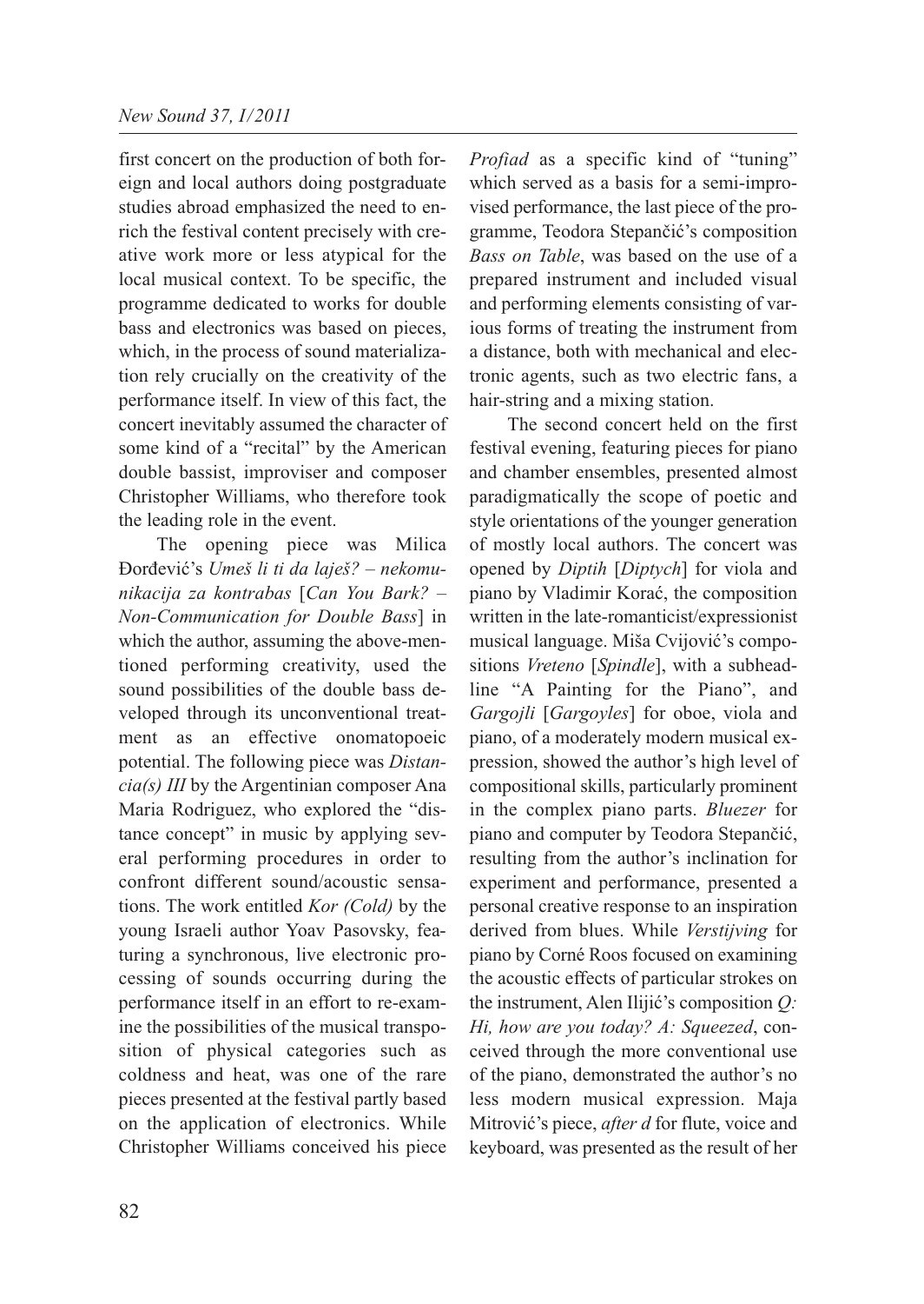first concert on the production of both foreign and local authors doing postgraduate studies abroad emphasized the need to enrich the festival content precisely with creative work more or less atypical for the local musical context. To be specific, the programme dedicated to works for double bass and electronics was based on pieces, which, in the process of sound materialization rely crucially on the creativity of the performance itself. In view of this fact, the concert inevitably assumed the character of some kind of a "recital" by the American double bassist, improviser and composer Christopher Williams, who therefore took the leading role in the event.

The opening piece was Milica Đorđević's *Umeš li ti da laješ? – nekomunikacija za kontrabas* [*Can You Bark? – Non-Communication for Double Bass*] in which the author, assuming the above-mentioned performing creativity, used the sound possibilities of the double bass developed through its unconventional treatment as an effective onomatopoeic potential. The following piece was *Distancia(s) III* by the Argentinian composer Ana Maria Rodriguez, who explored the "distance concept" in music by applying several performing procedures in order to confront different sound/acoustic sensations. The work entitled *Kor (Cold)* by the young Israeli author Yoav Pasovsky, featuring a synchronous, live electronic processing of sounds occurring during the performance itself in an effort to re-examine the possibilities of the musical transposition of physical categories such as coldness and heat, was one of the rare pieces presented at the festival partly based on the application of electronics. While Christopher Williams conceived his piece *Profiad* as a specific kind of "tuning" which served as a basis for a semi-improvised performance, the last piece of the programme, Teodora Stepančić's composition *Bass on Table*, was based on the use of a prepared instrument and included visual and performing elements consisting of various forms of treating the instrument from a distance, both with mechanical and electronic agents, such as two electric fans, a hair-string and a mixing station.

The second concert held on the first festival evening, featuring pieces for piano and chamber ensembles, presented almost paradigmatically the scope of poetic and style orientations of the younger generation of mostly local authors. The concert was opened by *Diptih* [*Diptych*] for viola and piano by Vladimir Korać, the composition written in the late-romanticist/expressionist musical language. Miša Cvijović's compositions *Vreteno* [*Spindle*], with a subheadline "A Painting for the Piano", and *Gargojli* [*Gargoyles*] for oboe, viola and piano, of a moderately modern musical expression, showed the author's high level of compositional skills, particularly prominent in the complex piano parts. *Bluezer* for piano and computer by Teodora Stepančić, resulting from the author's inclination for experiment and performance, presented a personal creative response to an inspiration derived from blues. While *Verstijving* for piano by Corné Roos focused on examining the acoustic effects of particular strokes on the instrument, Alen Ilijić's composition *Q: Hi, how are you today? A: Squeezed*, conceived through the more conventional use of the piano, demonstrated the author's no less modern musical expression. Maja Mitrović's piece, *after d* for flute, voice and keyboard, was presented as the result of her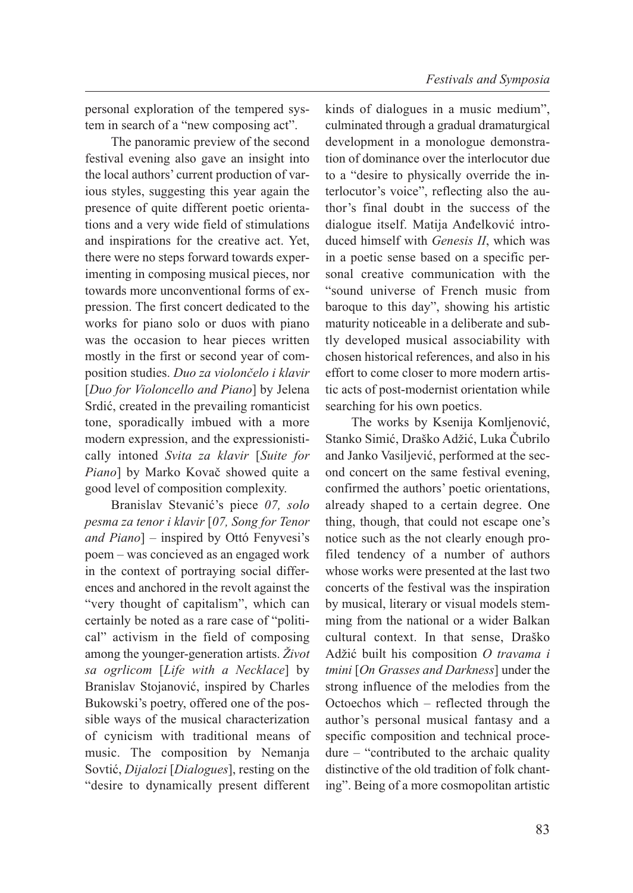personal exploration of the tempered system in search of a "new composing act".

The panoramic preview of the second festival evening also gave an insight into the local authors' current production of various styles, suggesting this year again the presence of quite different poetic orientations and a very wide field of stimulations and inspirations for the creative act. Yet, there were no steps forward towards experimenting in composing musical pieces, nor towards more unconventional forms of expression. The first concert dedicated to the works for piano solo or duos with piano was the occasion to hear pieces written mostly in the first or second year of composition studies. *Duo za violončelo i klavir* [*Duo for Violoncello and Piano*] by Jelena Srdić, created in the prevailing romanticist tone, sporadically imbued with a more modern expression, and the expressionistically intoned *Svita za klavir* [*Suite for Piano*] by Marko Kovač showed quite a good level of composition complexity.

Branislav Stevanić's piece *07, solo pesma za tenor i klavir* [*07, Song for Tenor and Piano*] – inspired by Ottó Fenyvesi's poem – was concieved as an engaged work in the context of portraying social differences and anchored in the revolt against the "very thought of capitalism", which can certainly be noted as a rare case of "political" activism in the field of composing among the younger-generation artists. *Život sa ogrlicom* [*Life with a Necklace*] by Branislav Stojanović, inspired by Charles Bukowski's poetry, offered one of the possible ways of the musical characterization of cynicism with traditional means of music. The composition by Nemanja Sovtić, *Dijalozi* [*Dialogues*], resting on the "desire to dynamically present different kinds of dialogues in a music medium", culminated through a gradual dramaturgical development in a monologue demonstration of dominance over the interlocutor due to a "desire to physically override the interlocutor's voice", reflecting also the author's final doubt in the success of the dialogue itself. Matija Anđelković introduced himself with *Genesis II*, which was in a poetic sense based on a specific personal creative communication with the "sound universe of French music from baroque to this day", showing his artistic maturity noticeable in a deliberate and subtly developed musical associability with chosen historical references, and also in his effort to come closer to more modern artistic acts of post-modernist orientation while searching for his own poetics.

The works by Ksenija Komljenović, Stanko Simić, Draško Adžić, Luka Čubrilo and Janko Vasiljević, performed at the second concert on the same festival evening, confirmed the authors' poetic orientations, already shaped to a certain degree. One thing, though, that could not escape one's notice such as the not clearly enough profiled tendency of a number of authors whose works were presented at the last two concerts of the festival was the inspiration by musical, literary or visual models stemming from the national or a wider Balkan cultural context. In that sense, Draško Adžić built his composition *O travama i tmini* [*On Grasses and Darkness*] under the strong influence of the melodies from the Octoechos which – reflected through the author's personal musical fantasy and a specific composition and technical procedure – "contributed to the archaic quality distinctive of the old tradition of folk chanting". Being of a more cosmopolitan artistic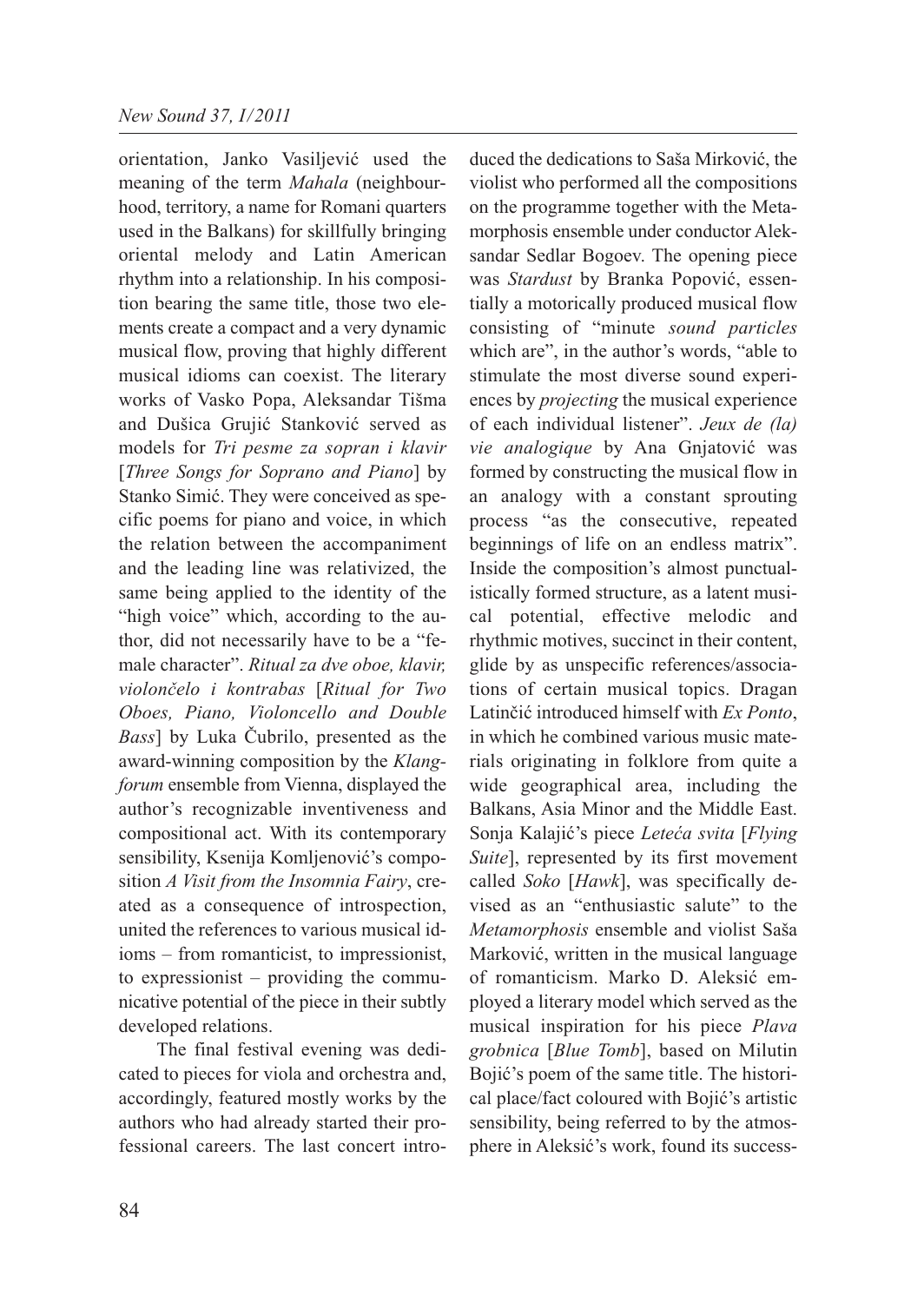orientation, Janko Vasiljević used the meaning of the term *Mahala* (neighbourhood, territory, a name for Romani quarters used in the Balkans) for skillfully bringing oriental melody and Latin American rhythm into a relationship. In his composition bearing the same title, those two elements create a compact and a very dynamic musical flow, proving that highly different musical idioms can coexist. The literary works of Vasko Popa, Aleksandar Tišma and Dušica Grujić Stanković served as models for *Tri pesme za sopran i klavir* [*Three Songs for Soprano and Piano*] by Stanko Simić. They were conceived as specific poems for piano and voice, in which the relation between the accompaniment and the leading line was relativized, the same being applied to the identity of the "high voice" which, according to the author, did not necessarily have to be a "female character". *Ritual za dve oboe, klavir, violončelo i kontrabas* [*Ritual for Two Oboes, Piano, Violoncello and Double Bass*] by Luka Čubrilo, presented as the award-winning composition by the *Klangforum* ensemble from Vienna, displayed the author's recognizable inventiveness and compositional act. With its contemporary sensibility, Ksenija Komljenović's composition *A Visit from the Insomnia Fairy*, created as a consequence of introspection, united the references to various musical idioms – from romanticist, to impressionist, to expressionist – providing the communicative potential of the piece in their subtly developed relations.

The final festival evening was dedicated to pieces for viola and orchestra and, accordingly, featured mostly works by the authors who had already started their professional careers. The last concert introduced the dedications to Saša Mirković, the violist who performed all the compositions on the programme together with the Metamorphosis ensemble under conductor Aleksandar Sedlar Bogoev. The opening piece was *Stardust* by Branka Popović, essentially a motorically produced musical flow consisting of "minute *sound particles* which are", in the author's words, "able to stimulate the most diverse sound experiences by *projecting* the musical experience of each individual listener". *Jeux de (la) vie analogique* by Ana Gnjatović was formed by constructing the musical flow in an analogy with a constant sprouting process "as the consecutive, repeated beginnings of life on an endless matrix". Inside the composition's almost punctualistically formed structure, as a latent musical potential, effective melodic and rhythmic motives, succinct in their content, glide by as unspecific references/associations of certain musical topics. Dragan Latinčić introduced himself with *Ex Ponto*, in which he combined various music materials originating in folklore from quite a wide geographical area, including the Balkans, Asia Minor and the Middle East. Sonja Kalajić's piece *Leteća svita* [*Flying Suite*], represented by its first movement called *Soko* [*Hawk*], was specifically devised as an "enthusiastic salute" to the *Metamorphosis* ensemble and violist Saša Marković, written in the musical language of romanticism. Marko D. Aleksić employed a literary model which served as the musical inspiration for his piece *Plava grobnica* [*Blue Tomb*], based on Milutin Bojić's poem of the same title. The historical place/fact coloured with Bojić's artistic sensibility, being referred to by the atmosphere in Aleksić's work, found its success-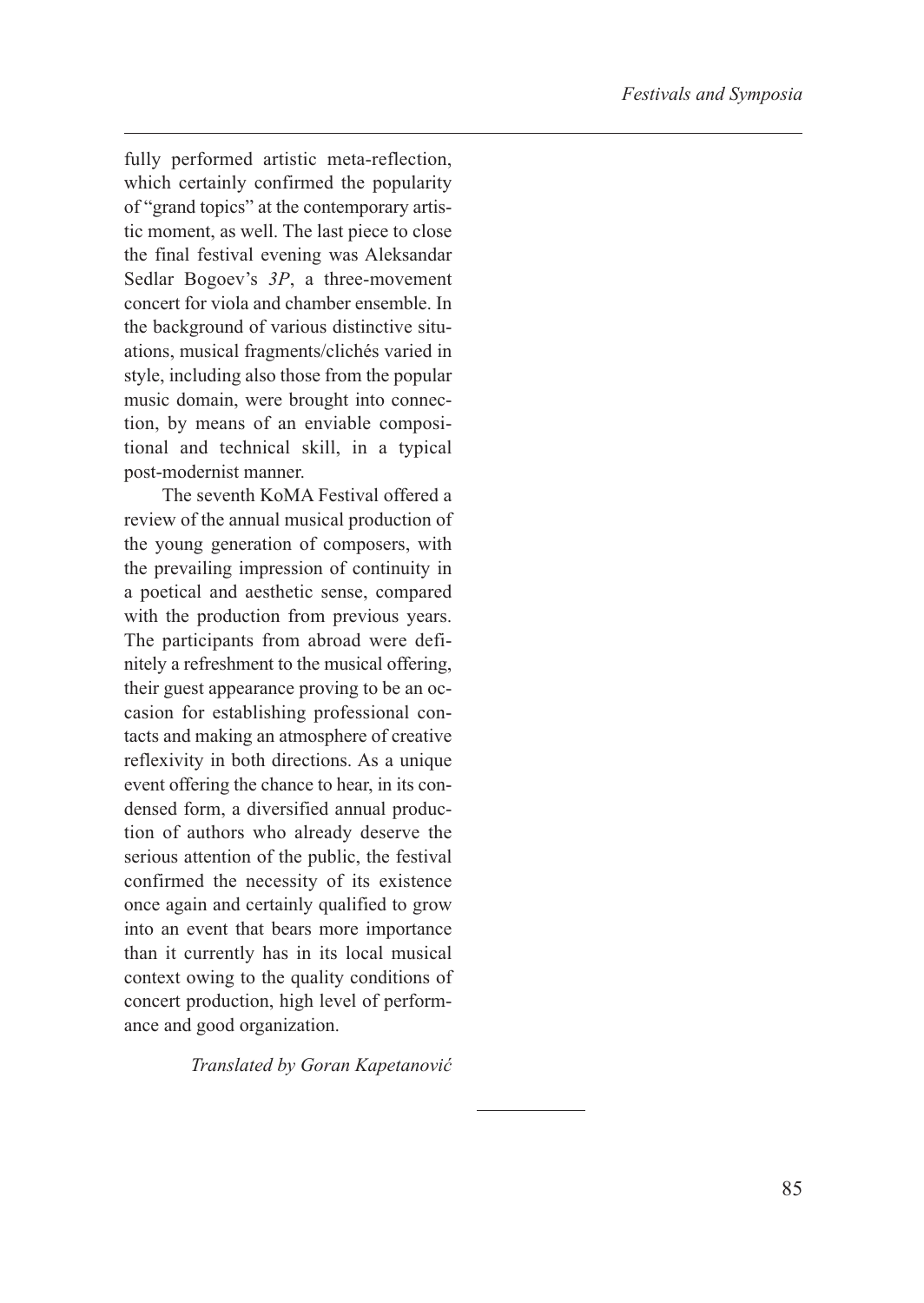fully performed artistic meta-reflection, which certainly confirmed the popularity of "grand topics" at the contemporary artistic moment, as well. The last piece to close the final festival evening was Aleksandar Sedlar Bogoev's *3P*, a three-movement concert for viola and chamber ensemble. In the background of various distinctive situations, musical fragments/clichés varied in style, including also those from the popular music domain, were brought into connection, by means of an enviable compositional and technical skill, in a typical post-modernist manner.

The seventh KoMA Festival offered a review of the annual musical production of the young generation of composers, with the prevailing impression of continuity in a poetical and aesthetic sense, compared with the production from previous years. The participants from abroad were definitely a refreshment to the musical offering, their guest appearance proving to be an occasion for establishing professional contacts and making an atmosphere of creative reflexivity in both directions. As a unique event offering the chance to hear, in its condensed form, a diversified annual production of authors who already deserve the serious attention of the public, the festival confirmed the necessity of its existence once again and certainly qualified to grow into an event that bears more importance than it currently has in its local musical context owing to the quality conditions of concert production, high level of performance and good organization.

*Translated by Goran Kapetanović*